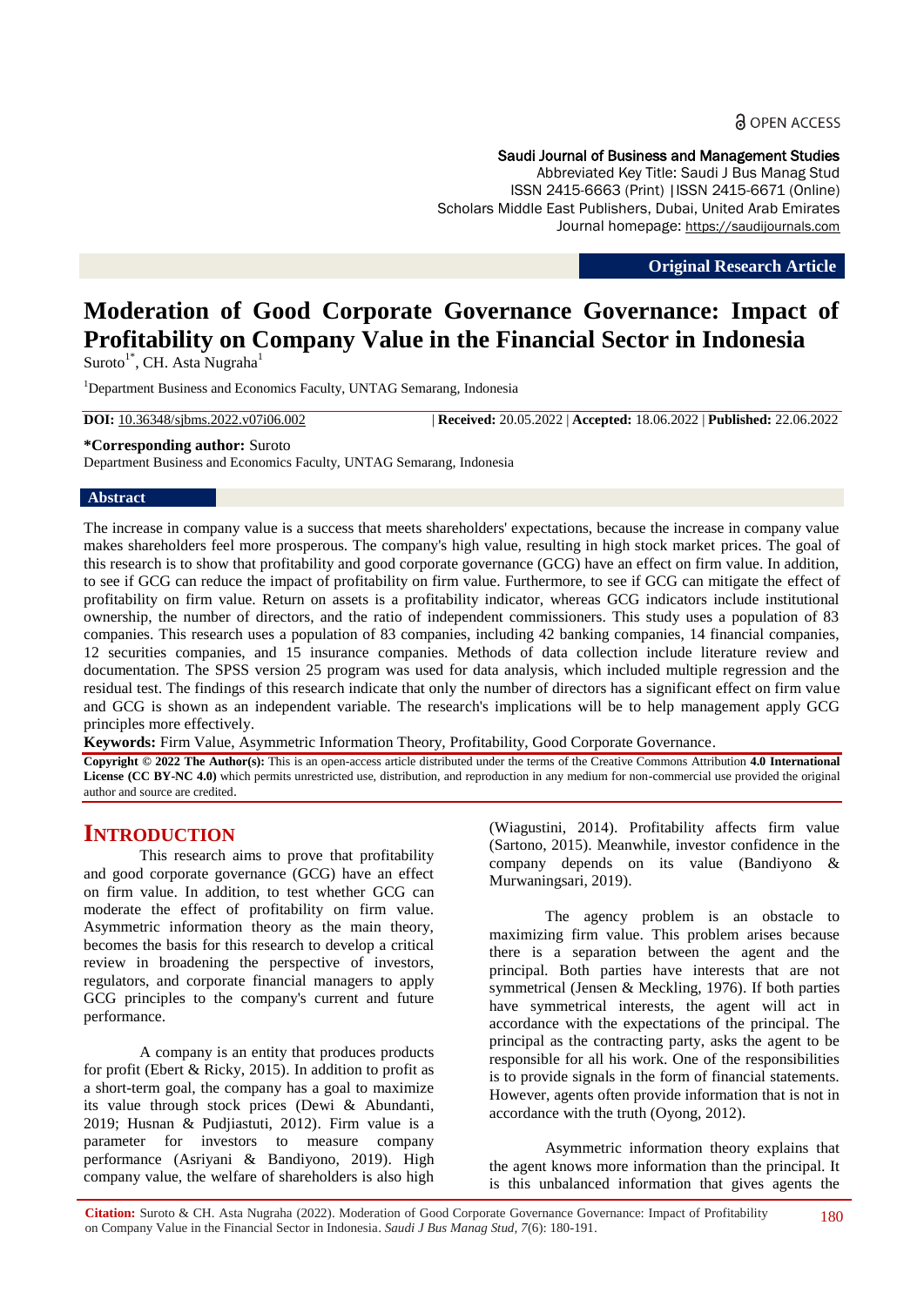OPEN ACCESS

Saudi Journal of Business and Management Studies
Abbreviated Key Title: Saudi J Bus Manag Stud
ISSN 2415-6663 (Print) | ISSN 2415-6671 (Online)
Scholars Middle East Publishers, Dubai, United Arab Emirates
Journal homepage: https://saudijournals.com

**Original Research Article**

# Moderation of Good Corporate Governance Governance: Impact of Profitability on Company Value in the Financial Sector in Indonesia

Suroto[1*], CH. Asta Nugraha[1]

[1]Department Business and Economics Faculty, UNTAG Semarang, Indonesia

**DOI:** 10.36348/sjbms.2022.v07i06.002 | **Received:** 20.05.2022 | **Accepted:** 18.06.2022 | **Published:** 22.06.2022

**\*Corresponding author:** Suroto
Department Business and Economics Faculty, UNTAG Semarang, Indonesia

## Abstract

The increase in company value is a success that meets shareholders' expectations, because the increase in company value makes shareholders feel more prosperous. The company's high value, resulting in high stock market prices. The goal of this research is to show that profitability and good corporate governance (GCG) have an effect on firm value. In addition, to see if GCG can reduce the impact of profitability on firm value. Furthermore, to see if GCG can mitigate the effect of profitability on firm value. Return on assets is a profitability indicator, whereas GCG indicators include institutional ownership, the number of directors, and the ratio of independent commissioners. This study uses a population of 83 companies. This research uses a population of 83 companies, including 42 banking companies, 14 financial companies, 12 securities companies, and 15 insurance companies. Methods of data collection include literature review and documentation. The SPSS version 25 program was used for data analysis, which included multiple regression and the residual test. The findings of this research indicate that only the number of directors has a significant effect on firm value and GCG is shown as an independent variable. The research's implications will be to help management apply GCG principles more effectively.

**Keywords:** Firm Value, Asymmetric Information Theory, Profitability, Good Corporate Governance.

**Copyright © 2022 The Author(s):** This is an open-access article distributed under the terms of the Creative Commons Attribution **4.0 International License (CC BY-NC 4.0)** which permits unrestricted use, distribution, and reproduction in any medium for non-commercial use provided the original author and source are credited.

## INTRODUCTION

This research aims to prove that profitability and good corporate governance (GCG) have an effect on firm value. In addition, to test whether GCG can moderate the effect of profitability on firm value. Asymmetric information theory as the main theory, becomes the basis for this research to develop a critical review in broadening the perspective of investors, regulators, and corporate financial managers to apply GCG principles to the company's current and future performance.

A company is an entity that produces products for profit (Ebert & Ricky, 2015). In addition to profit as a short-term goal, the company has a goal to maximize its value through stock prices (Dewi & Abundanti, 2019; Husnan & Pudjiastuti, 2012). Firm value is a parameter for investors to measure company performance (Asriyani & Bandiyono, 2019). High company value, the welfare of shareholders is also high (Wiagustini, 2014). Profitability affects firm value (Sartono, 2015). Meanwhile, investor confidence in the company depends on its value (Bandiyono & Murwaningsari, 2019).

The agency problem is an obstacle to maximizing firm value. This problem arises because there is a separation between the agent and the principal. Both parties have interests that are not symmetrical (Jensen & Meckling, 1976). If both parties have symmetrical interests, the agent will act in accordance with the expectations of the principal. The principal as the contracting party, asks the agent to be responsible for all his work. One of the responsibilities is to provide signals in the form of financial statements. However, agents often provide information that is not in accordance with the truth (Oyong, 2012).

Asymmetric information theory explains that the agent knows more information than the principal. It is this unbalanced information that gives agents the

**Citation:** Suroto & CH. Asta Nugraha (2022). Moderation of Good Corporate Governance Governance: Impact of Profitability on Company Value in the Financial Sector in Indonesia. *Saudi J Bus Manag Stud, 7*(6): 180-191.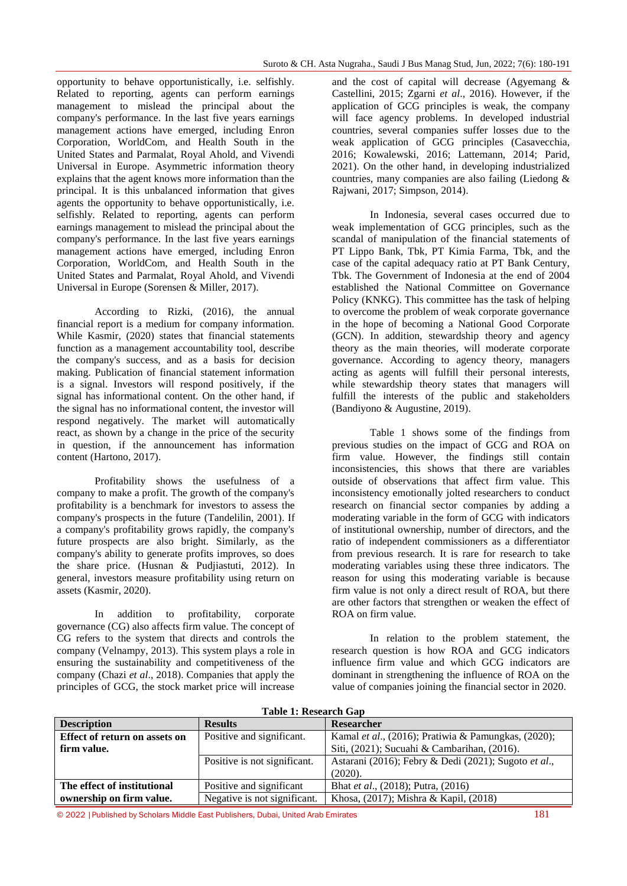opportunity to behave opportunistically, i.e. selfishly. Related to reporting, agents can perform earnings management to mislead the principal about the company's performance. In the last five years earnings management actions have emerged, including Enron Corporation, WorldCom, and Health South in the United States and Parmalat, Royal Ahold, and Vivendi Universal in Europe. Asymmetric information theory explains that the agent knows more information than the principal. It is this unbalanced information that gives agents the opportunity to behave opportunistically, i.e. selfishly. Related to reporting, agents can perform earnings management to mislead the principal about the company's performance. In the last five years earnings management actions have emerged, including Enron Corporation, WorldCom, and Health South in the United States and Parmalat, Royal Ahold, and Vivendi Universal in Europe (Sorensen & Miller, 2017).

According to Rizki, (2016), the annual financial report is a medium for company information. While Kasmir, (2020) states that financial statements function as a management accountability tool, describe the company's success, and as a basis for decision making. Publication of financial statement information is a signal. Investors will respond positively, if the signal has informational content. On the other hand, if the signal has no informational content, the investor will respond negatively. The market will automatically react, as shown by a change in the price of the security in question, if the announcement has information content (Hartono, 2017).

Profitability shows the usefulness of a company to make a profit. The growth of the company's profitability is a benchmark for investors to assess the company's prospects in the future (Tandelilin, 2001). If a company's profitability grows rapidly, the company's future prospects are also bright. Similarly, as the company's ability to generate profits improves, so does the share price. (Husnan & Pudjiastuti, 2012). In general, investors measure profitability using return on assets (Kasmir, 2020).

In addition to profitability, corporate governance (CG) also affects firm value. The concept of CG refers to the system that directs and controls the company (Velnampy, 2013). This system plays a role in ensuring the sustainability and competitiveness of the company (Chazi *et al*., 2018). Companies that apply the principles of GCG, the stock market price will increase and the cost of capital will decrease (Agyemang & Castellini, 2015; Zgarni *et al*., 2016). However, if the application of GCG principles is weak, the company will face agency problems. In developed industrial countries, several companies suffer losses due to the weak application of GCG principles (Casavecchia, 2016; Kowalewski, 2016; Lattemann, 2014; Parid, 2021). On the other hand, in developing industrialized countries, many companies are also failing (Liedong & Rajwani, 2017; Simpson, 2014).

In Indonesia, several cases occurred due to weak implementation of GCG principles, such as the scandal of manipulation of the financial statements of PT Lippo Bank, Tbk, PT Kimia Farma, Tbk, and the case of the capital adequacy ratio at PT Bank Century, Tbk. The Government of Indonesia at the end of 2004 established the National Committee on Governance Policy (KNKG). This committee has the task of helping to overcome the problem of weak corporate governance in the hope of becoming a National Good Corporate (GCN). In addition, stewardship theory and agency theory as the main theories, will moderate corporate governance. According to agency theory, managers acting as agents will fulfill their personal interests, while stewardship theory states that managers will fulfill the interests of the public and stakeholders (Bandiyono & Augustine, 2019).

Table 1 shows some of the findings from previous studies on the impact of GCG and ROA on firm value. However, the findings still contain inconsistencies, this shows that there are variables outside of observations that affect firm value. This inconsistency emotionally jolted researchers to conduct research on financial sector companies by adding a moderating variable in the form of GCG with indicators of institutional ownership, number of directors, and the ratio of independent commissioners as a differentiator from previous research. It is rare for research to take moderating variables using these three indicators. The reason for using this moderating variable is because firm value is not only a direct result of ROA, but there are other factors that strengthen or weaken the effect of ROA on firm value.

In relation to the problem statement, the research question is how ROA and GCG indicators influence firm value and which GCG indicators are dominant in strengthening the influence of ROA on the value of companies joining the financial sector in 2020.

**Table 1: Research Gap**

| Description | Results | Researcher |
|---|---|---|
| **Effect of return on assets on firm value.** | Positive and significant. | Kamal *et al*., (2016); Pratiwia & Pamungkas, (2020); Siti, (2021); Sucuahi & Cambarihan, (2016). |
| | Positive is not significant. | Astarani (2016); Febry & Dedi (2021); Sugoto *et al*., (2020). |
| **The effect of institutional ownership on firm value.** | Positive and significant | Bhat *et al*., (2018); Putra, (2016) |
| | Negative is not significant. | Khosa, (2017); Mishra & Kapil, (2018) |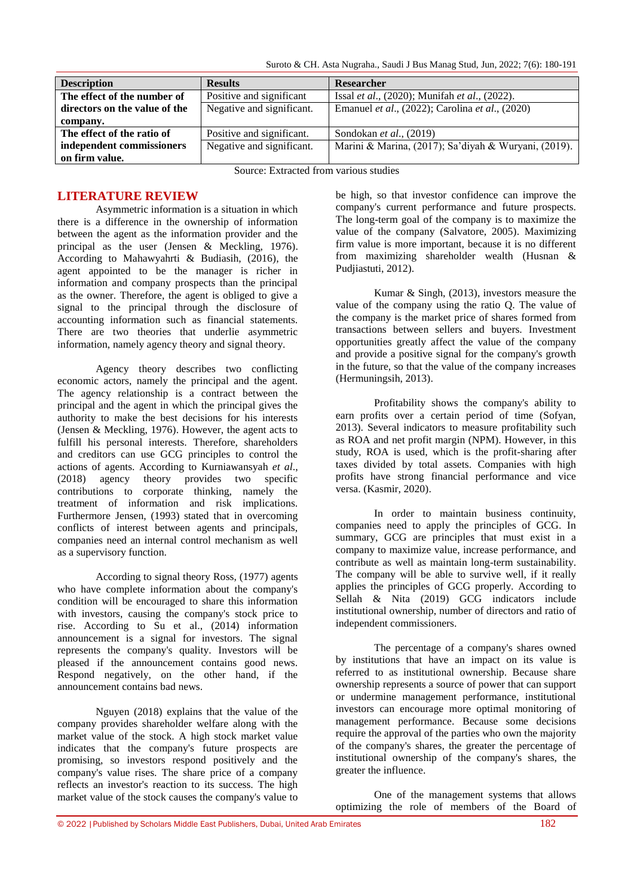| Description | Results | Researcher |
|---|---|---|
| **The effect of the number of directors on the value of the company.** | Positive and significant | Issal *et al*., (2020); Munifah *et al*., (2022). |
| | Negative and significant. | Emanuel *et al*., (2022); Carolina *et al*., (2020) |
| **The effect of the ratio of independent commissioners on firm value.** | Positive and significant. | Sondokan *et al*., (2019) |
| | Negative and significant. | Marini & Marina, (2017); Sa'diyah & Wuryani, (2019). |

Source: Extracted from various studies

## LITERATURE REVIEW

Asymmetric information is a situation in which there is a difference in the ownership of information between the agent as the information provider and the principal as the user (Jensen & Meckling, 1976). According to Mahawyahrti & Budiasih, (2016), the agent appointed to be the manager is richer in information and company prospects than the principal as the owner. Therefore, the agent is obliged to give a signal to the principal through the disclosure of accounting information such as financial statements. There are two theories that underlie asymmetric information, namely agency theory and signal theory.

Agency theory describes two conflicting economic actors, namely the principal and the agent. The agency relationship is a contract between the principal and the agent in which the principal gives the authority to make the best decisions for his interests (Jensen & Meckling, 1976). However, the agent acts to fulfill his personal interests. Therefore, shareholders and creditors can use GCG principles to control the actions of agents. According to Kurniawansyah *et al*., (2018) agency theory provides two specific contributions to corporate thinking, namely the treatment of information and risk implications. Furthermore Jensen, (1993) stated that in overcoming conflicts of interest between agents and principals, companies need an internal control mechanism as well as a supervisory function.

According to signal theory Ross, (1977) agents who have complete information about the company's condition will be encouraged to share this information with investors, causing the company's stock price to rise. According to Su et al., (2014) information announcement is a signal for investors. The signal represents the company's quality. Investors will be pleased if the announcement contains good news. Respond negatively, on the other hand, if the announcement contains bad news.

Nguyen (2018) explains that the value of the company provides shareholder welfare along with the market value of the stock. A high stock market value indicates that the company's future prospects are promising, so investors respond positively and the company's value rises. The share price of a company reflects an investor's reaction to its success. The high market value of the stock causes the company's value to be high, so that investor confidence can improve the company's current performance and future prospects. The long-term goal of the company is to maximize the value of the company (Salvatore, 2005). Maximizing firm value is more important, because it is no different from maximizing shareholder wealth (Husnan & Pudjiastuti, 2012).

Kumar & Singh, (2013), investors measure the value of the company using the ratio Q. The value of the company is the market price of shares formed from transactions between sellers and buyers. Investment opportunities greatly affect the value of the company and provide a positive signal for the company's growth in the future, so that the value of the company increases (Hermuningsih, 2013).

Profitability shows the company's ability to earn profits over a certain period of time (Sofyan, 2013). Several indicators to measure profitability such as ROA and net profit margin (NPM). However, in this study, ROA is used, which is the profit-sharing after taxes divided by total assets. Companies with high profits have strong financial performance and vice versa. (Kasmir, 2020).

In order to maintain business continuity, companies need to apply the principles of GCG. In summary, GCG are principles that must exist in a company to maximize value, increase performance, and contribute as well as maintain long-term sustainability. The company will be able to survive well, if it really applies the principles of GCG properly. According to Sellah & Nita (2019) GCG indicators include institutional ownership, number of directors and ratio of independent commissioners.

The percentage of a company's shares owned by institutions that have an impact on its value is referred to as institutional ownership. Because share ownership represents a source of power that can support or undermine management performance, institutional investors can encourage more optimal monitoring of management performance. Because some decisions require the approval of the parties who own the majority of the company's shares, the greater the percentage of institutional ownership of the company's shares, the greater the influence.

One of the management systems that allows optimizing the role of members of the Board of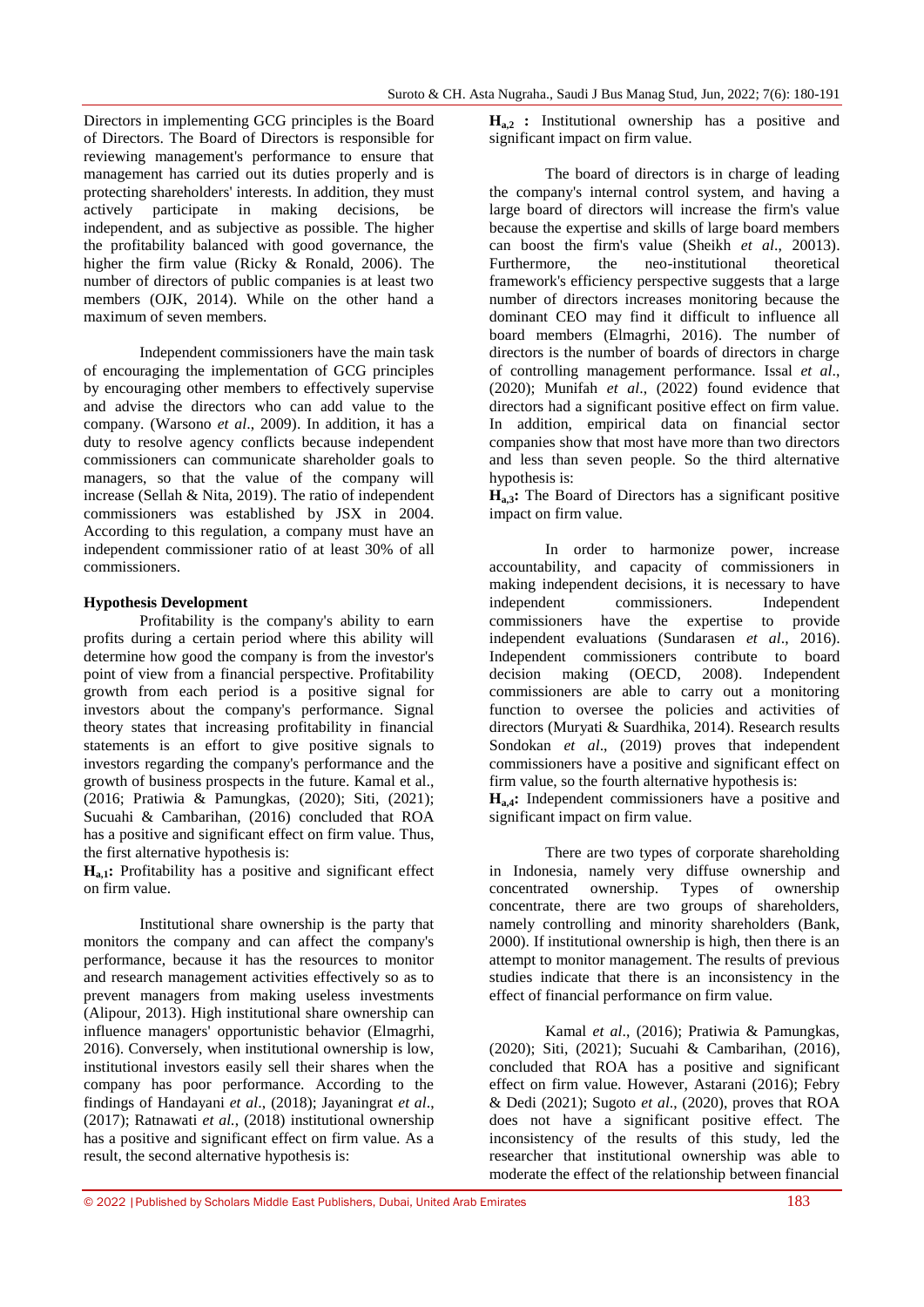Directors in implementing GCG principles is the Board of Directors. The Board of Directors is responsible for reviewing management's performance to ensure that management has carried out its duties properly and is protecting shareholders' interests. In addition, they must actively participate in making decisions, be independent, and as subjective as possible. The higher the profitability balanced with good governance, the higher the firm value (Ricky & Ronald, 2006). The number of directors of public companies is at least two members (OJK, 2014). While on the other hand a maximum of seven members.

Independent commissioners have the main task of encouraging the implementation of GCG principles by encouraging other members to effectively supervise and advise the directors who can add value to the company. (Warsono *et al*., 2009). In addition, it has a duty to resolve agency conflicts because independent commissioners can communicate shareholder goals to managers, so that the value of the company will increase (Sellah & Nita, 2019). The ratio of independent commissioners was established by JSX in 2004. According to this regulation, a company must have an independent commissioner ratio of at least 30% of all commissioners.

**Hypothesis Development**

Profitability is the company's ability to earn profits during a certain period where this ability will determine how good the company is from the investor's point of view from a financial perspective. Profitability growth from each period is a positive signal for investors about the company's performance. Signal theory states that increasing profitability in financial statements is an effort to give positive signals to investors regarding the company's performance and the growth of business prospects in the future. Kamal et al., (2016; Pratiwia & Pamungkas, (2020); Siti, (2021); Sucuahi & Cambarihan, (2016) concluded that ROA has a positive and significant effect on firm value. Thus, the first alternative hypothesis is:

**$H_{a,1}$:** Profitability has a positive and significant effect on firm value.

Institutional share ownership is the party that monitors the company and can affect the company's performance, because it has the resources to monitor and research management activities effectively so as to prevent managers from making useless investments (Alipour, 2013). High institutional share ownership can influence managers' opportunistic behavior (Elmagrhi, 2016). Conversely, when institutional ownership is low, institutional investors easily sell their shares when the company has poor performance. According to the findings of Handayani *et al*., (2018); Jayaningrat *et al*., (2017); Ratnawati *et al.,* (2018) institutional ownership has a positive and significant effect on firm value. As a result, the second alternative hypothesis is:

**$H_{a,2}$ :** Institutional ownership has a positive and significant impact on firm value.

The board of directors is in charge of leading the company's internal control system, and having a large board of directors will increase the firm's value because the expertise and skills of large board members can boost the firm's value (Sheikh *et al*., 20013). Furthermore, the neo-institutional theoretical framework's efficiency perspective suggests that a large number of directors increases monitoring because the dominant CEO may find it difficult to influence all board members (Elmagrhi, 2016). The number of directors is the number of boards of directors in charge of controlling management performance. Issal *et al*., (2020); Munifah *et al*., (2022) found evidence that directors had a significant positive effect on firm value. In addition, empirical data on financial sector companies show that most have more than two directors and less than seven people. So the third alternative hypothesis is:

**$H_{a,3}$:** The Board of Directors has a significant positive impact on firm value.

In order to harmonize power, increase accountability, and capacity of commissioners in making independent decisions, it is necessary to have independent commissioners. Independent commissioners have the expertise to provide independent evaluations (Sundarasen *et al*., 2016). Independent commissioners contribute to board decision making (OECD, 2008). Independent commissioners are able to carry out a monitoring function to oversee the policies and activities of directors (Muryati & Suardhika, 2014). Research results Sondokan *et al*., (2019) proves that independent commissioners have a positive and significant effect on firm value, so the fourth alternative hypothesis is:

**$H_{a,4}$:** Independent commissioners have a positive and significant impact on firm value.

There are two types of corporate shareholding in Indonesia, namely very diffuse ownership and concentrated ownership. Types of ownership concentrate, there are two groups of shareholders, namely controlling and minority shareholders (Bank, 2000). If institutional ownership is high, then there is an attempt to monitor management. The results of previous studies indicate that there is an inconsistency in the effect of financial performance on firm value.

Kamal *et al*., (2016); Pratiwia & Pamungkas, (2020); Siti, (2021); Sucuahi & Cambarihan, (2016), concluded that ROA has a positive and significant effect on firm value. However, Astarani (2016); Febry & Dedi (2021); Sugoto *et al*., (2020), proves that ROA does not have a significant positive effect. The inconsistency of the results of this study, led the researcher that institutional ownership was able to moderate the effect of the relationship between financial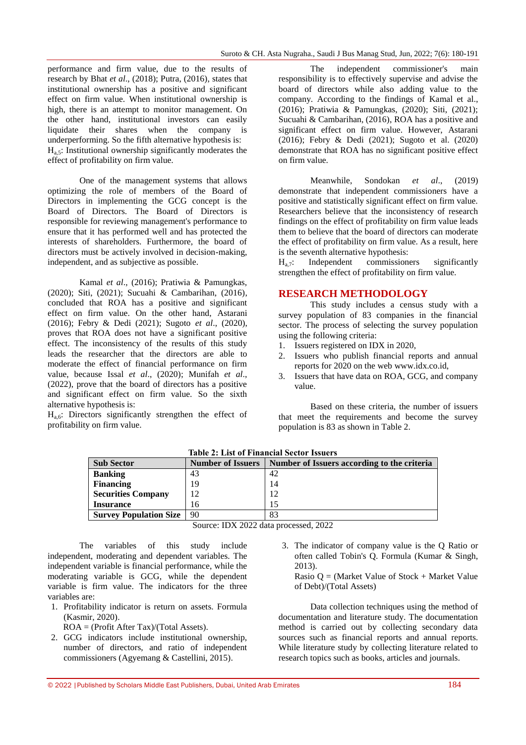performance and firm value, due to the results of research by Bhat *et al*., (2018); Putra, (2016), states that institutional ownership has a positive and significant effect on firm value. When institutional ownership is high, there is an attempt to monitor management. On the other hand, institutional investors can easily liquidate their shares when the company is underperforming. So the fifth alternative hypothesis is:

$H_{a,5}$: Institutional ownership significantly moderates the effect of profitability on firm value.

One of the management systems that allows optimizing the role of members of the Board of Directors in implementing the GCG concept is the Board of Directors. The Board of Directors is responsible for reviewing management's performance to ensure that it has performed well and has protected the interests of shareholders. Furthermore, the board of directors must be actively involved in decision-making, independent, and as subjective as possible.

Kamal *et al*., (2016); Pratiwia & Pamungkas, (2020); Siti, (2021); Sucuahi & Cambarihan, (2016), concluded that ROA has a positive and significant effect on firm value. On the other hand, Astarani (2016); Febry & Dedi (2021); Sugoto *et al*., (2020), proves that ROA does not have a significant positive effect. The inconsistency of the results of this study leads the researcher that the directors are able to moderate the effect of financial performance on firm value, because Issal *et al*., (2020); Munifah *et al*., (2022), prove that the board of directors has a positive and significant effect on firm value. So the sixth alternative hypothesis is:

$H_{a,6}$: Directors significantly strengthen the effect of profitability on firm value.

The independent commissioner's main responsibility is to effectively supervise and advise the board of directors while also adding value to the company. According to the findings of Kamal et al., (2016); Pratiwia & Pamungkas, (2020); Siti, (2021); Sucuahi & Cambarihan, (2016), ROA has a positive and significant effect on firm value. However, Astarani (2016); Febry & Dedi (2021); Sugoto et al. (2020) demonstrate that ROA has no significant positive effect on firm value.

Meanwhile, Sondokan *et al*., (2019) demonstrate that independent commissioners have a positive and statistically significant effect on firm value. Researchers believe that the inconsistency of research findings on the effect of profitability on firm value leads them to believe that the board of directors can moderate the effect of profitability on firm value. As a result, here is the seventh alternative hypothesis:

$H_{a,7}$: Independent commissioners significantly strengthen the effect of profitability on firm value.

## RESEARCH METHODOLOGY

This study includes a census study with a survey population of 83 companies in the financial sector. The process of selecting the survey population using the following criteria:

1. Issuers registered on IDX in 2020,
2. Issuers who publish financial reports and annual reports for 2020 on the web www.idx.co.id,
3. Issuers that have data on ROA, GCG, and company value.

Based on these criteria, the number of issuers that meet the requirements and become the survey population is 83 as shown in Table 2.

**Table 2: List of Financial Sector Issuers**

| Sub Sector | Number of Issuers | Number of Issuers according to the criteria |
|---|---|---|
| **Banking** | 43 | 42 |
| **Financing** | 19 | 14 |
| **Securities Company** | 12 | 12 |
| **Insurance** | 16 | 15 |
| **Survey Population Size** | 90 | 83 |

Source: IDX 2022 data processed, 2022

The variables of this study include independent, moderating and dependent variables. The independent variable is financial performance, while the moderating variable is GCG, while the dependent variable is firm value. The indicators for the three variables are:

1. Profitability indicator is return on assets. Formula (Kasmir, 2020).
   ROA = (Profit After Tax)/(Total Assets).
2. GCG indicators include institutional ownership, number of directors, and ratio of independent commissioners (Agyemang & Castellini, 2015).
3. The indicator of company value is the Q Ratio or often called Tobin's Q. Formula (Kumar & Singh, 2013).
   Rasio Q = (Market Value of Stock + Market Value of Debt)/(Total Assets)

Data collection techniques using the method of documentation and literature study. The documentation method is carried out by collecting secondary data sources such as financial reports and annual reports. While literature study by collecting literature related to research topics such as books, articles and journals.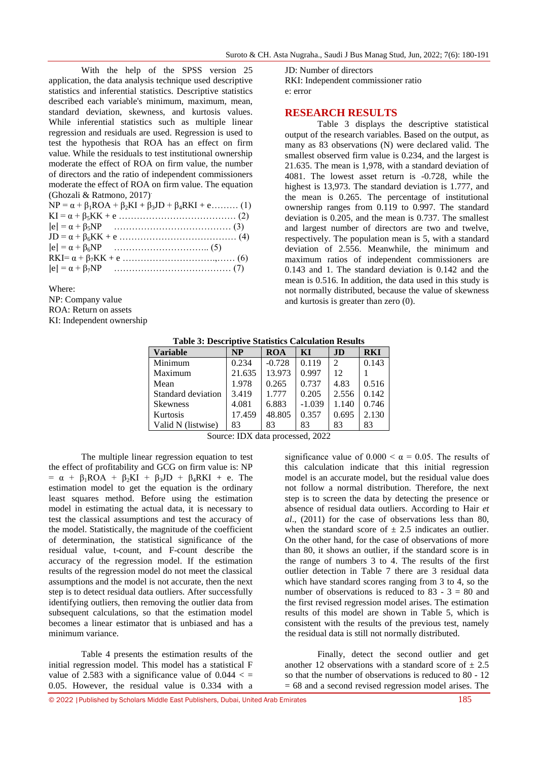With the help of the SPSS version 25 application, the data analysis technique used descriptive statistics and inferential statistics. Descriptive statistics described each variable's minimum, maximum, mean, standard deviation, skewness, and kurtosis values. While inferential statistics such as multiple linear regression and residuals are used. Regression is used to test the hypothesis that ROA has an effect on firm value. While the residuals to test institutional ownership moderate the effect of ROA on firm value, the number of directors and the ratio of independent commissioners moderate the effect of ROA on firm value. The equation (Ghozali & Ratmono, 2017)

$NP = \alpha + \beta_1 ROA + \beta_2 KI + \beta_3 JD + \beta_4 RKI + e$……… (1)

$KI = \alpha + \beta_5 KK + e$ ………………………………… (2)

$|e| = \alpha + \beta_5 NP$ ………………………………… (3)

$JD = \alpha + \beta_6 KK + e$ ………………………………… (4)

$|e| = \alpha + \beta_6 NP$ ………………………….. (5)

$RKI = \alpha + \beta_7 KK + e$ ……………………………… (6)

$|e| = \alpha + \beta_7 NP$ ………………………………… (7)

Where:
NP: Company value
ROA: Return on assets
KI: Independent ownership
JD: Number of directors
RKI: Independent commissioner ratio
e: error

## RESEARCH RESULTS

Table 3 displays the descriptive statistical output of the research variables. Based on the output, as many as 83 observations (N) were declared valid. The smallest observed firm value is 0.234, and the largest is 21.635. The mean is 1,978, with a standard deviation of 4081. The lowest asset return is -0.728, while the highest is 13,973. The standard deviation is 1.777, and the mean is 0.265. The percentage of institutional ownership ranges from 0.119 to 0.997. The standard deviation is 0.205, and the mean is 0.737. The smallest and largest number of directors are two and twelve, respectively. The population mean is 5, with a standard deviation of 2.556. Meanwhile, the minimum and maximum ratios of independent commissioners are 0.143 and 1. The standard deviation is 0.142 and the mean is 0.516. In addition, the data used in this study is not normally distributed, because the value of skewness and kurtosis is greater than zero (0).

**Table 3: Descriptive Statistics Calculation Results**

| Variable | NP | ROA | KI | JD | RKI |
|---|---|---|---|---|---|
| Minimum | 0.234 | -0.728 | 0.119 | 2 | 0.143 |
| Maximum | 21.635 | 13.973 | 0.997 | 12 | 1 |
| Mean | 1.978 | 0.265 | 0.737 | 4.83 | 0.516 |
| Standard deviation | 3.419 | 1.777 | 0.205 | 2.556 | 0.142 |
| Skewness | 4.081 | 6.883 | -1.039 | 1.140 | 0.746 |
| Kurtosis | 17.459 | 48.805 | 0.357 | 0.695 | 2.130 |
| Valid N (listwise) | 83 | 83 | 83 | 83 | 83 |

Source: IDX data processed, 2022

The multiple linear regression equation to test the effect of profitability and GCG on firm value is: $NP = \alpha + \beta_1 ROA + \beta_2 KI + \beta_3 JD + \beta_4 RKI + e$. The estimation model to get the equation is the ordinary least squares method. Before using the estimation model in estimating the actual data, it is necessary to test the classical assumptions and test the accuracy of the model. Statistically, the magnitude of the coefficient of determination, the statistical significance of the residual value, t-count, and F-count describe the accuracy of the regression model. If the estimation results of the regression model do not meet the classical assumptions and the model is not accurate, then the next step is to detect residual data outliers. After successfully identifying outliers, then removing the outlier data from subsequent calculations, so that the estimation model becomes a linear estimator that is unbiased and has a minimum variance.

Table 4 presents the estimation results of the initial regression model. This model has a statistical F value of 2.583 with a significance value of $0.044 < = 0.05$. However, the residual value is 0.334 with a significance value of $0.000 < \alpha = 0.05$. The results of this calculation indicate that this initial regression model is an accurate model, but the residual value does not follow a normal distribution. Therefore, the next step is to screen the data by detecting the presence or absence of residual data outliers. According to Hair *et al*., (2011) for the case of observations less than 80, when the standard score of ± 2.5 indicates an outlier. On the other hand, for the case of observations of more than 80, it shows an outlier, if the standard score is in the range of numbers 3 to 4. The results of the first outlier detection in Table 7 there are 3 residual data which have standard scores ranging from 3 to 4, so the number of observations is reduced to 83 - 3 = 80 and the first revised regression model arises. The estimation results of this model are shown in Table 5, which is consistent with the results of the previous test, namely the residual data is still not normally distributed.

Finally, detect the second outlier and get another 12 observations with a standard score of ± 2.5 so that the number of observations is reduced to 80 - 12 = 68 and a second revised regression model arises. The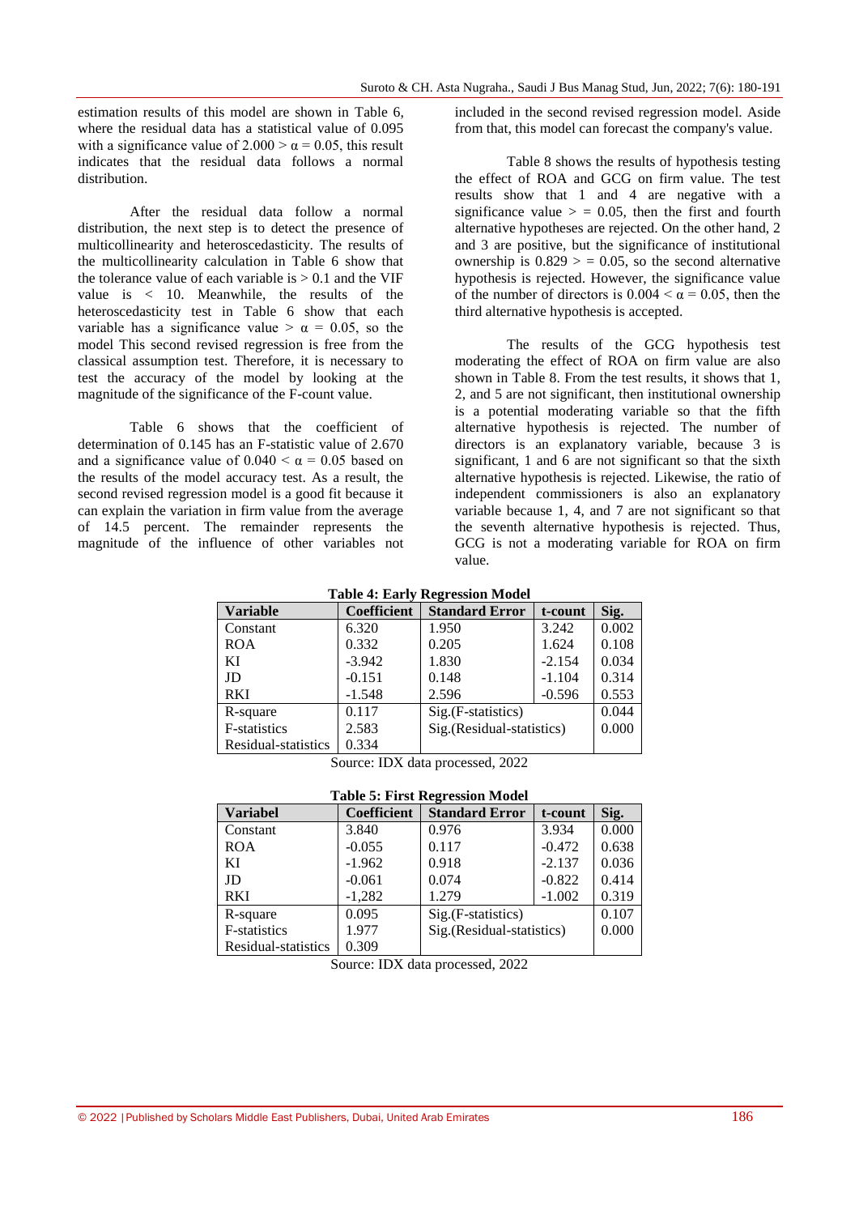estimation results of this model are shown in Table 6, where the residual data has a statistical value of 0.095 with a significance value of 2.000 > α = 0.05, this result indicates that the residual data follows a normal distribution.

After the residual data follow a normal distribution, the next step is to detect the presence of multicollinearity and heteroscedasticity. The results of the multicollinearity calculation in Table 6 show that the tolerance value of each variable is > 0.1 and the VIF value is < 10. Meanwhile, the results of the heteroscedasticity test in Table 6 show that each variable has a significance value > α = 0.05, so the model This second revised regression is free from the classical assumption test. Therefore, it is necessary to test the accuracy of the model by looking at the magnitude of the significance of the F-count value.

Table 6 shows that the coefficient of determination of 0.145 has an F-statistic value of 2.670 and a significance value of 0.040 < α = 0.05 based on the results of the model accuracy test. As a result, the second revised regression model is a good fit because it can explain the variation in firm value from the average of 14.5 percent. The remainder represents the magnitude of the influence of other variables not included in the second revised regression model. Aside from that, this model can forecast the company's value.

Table 8 shows the results of hypothesis testing the effect of ROA and GCG on firm value. The test results show that 1 and 4 are negative with a significance value > = 0.05, then the first and fourth alternative hypotheses are rejected. On the other hand, 2 and 3 are positive, but the significance of institutional ownership is 0.829 > = 0.05, so the second alternative hypothesis is rejected. However, the significance value of the number of directors is 0.004 < α = 0.05, then the third alternative hypothesis is accepted.

The results of the GCG hypothesis test moderating the effect of ROA on firm value are also shown in Table 8. From the test results, it shows that 1, 2, and 5 are not significant, then institutional ownership is a potential moderating variable so that the fifth alternative hypothesis is rejected. The number of directors is an explanatory variable, because 3 is significant, 1 and 6 are not significant so that the sixth alternative hypothesis is rejected. Likewise, the ratio of independent commissioners is also an explanatory variable because 1, 4, and 7 are not significant so that the seventh alternative hypothesis is rejected. Thus, GCG is not a moderating variable for ROA on firm value.

**Table 4: Early Regression Model**

| Variable | Coefficient | Standard Error | t-count | Sig. |
|---|---|---|---|---|
| Constant | 6.320 | 1.950 | 3.242 | 0.002 |
| ROA | 0.332 | 0.205 | 1.624 | 0.108 |
| KI | -3.942 | 1.830 | -2.154 | 0.034 |
| JD | -0.151 | 0.148 | -1.104 | 0.314 |
| RKI | -1.548 | 2.596 | -0.596 | 0.553 |
| R-square | 0.117 | Sig.(F-statistics) | | 0.044 |
| F-statistics | 2.583 | Sig.(Residual-statistics) | | 0.000 |
| Residual-statistics | 0.334 | | | |

Source: IDX data processed, 2022

**Table 5: First Regression Model**

| Variabel | Coefficient | Standard Error | t-count | Sig. |
|---|---|---|---|---|
| Constant | 3.840 | 0.976 | 3.934 | 0.000 |
| ROA | -0.055 | 0.117 | -0.472 | 0.638 |
| KI | -1.962 | 0.918 | -2.137 | 0.036 |
| JD | -0.061 | 0.074 | -0.822 | 0.414 |
| RKI | -1,282 | 1.279 | -1.002 | 0.319 |
| R-square | 0.095 | Sig.(F-statistics) | | 0.107 |
| F-statistics | 1.977 | Sig.(Residual-statistics) | | 0.000 |
| Residual-statistics | 0.309 | | | |

Source: IDX data processed, 2022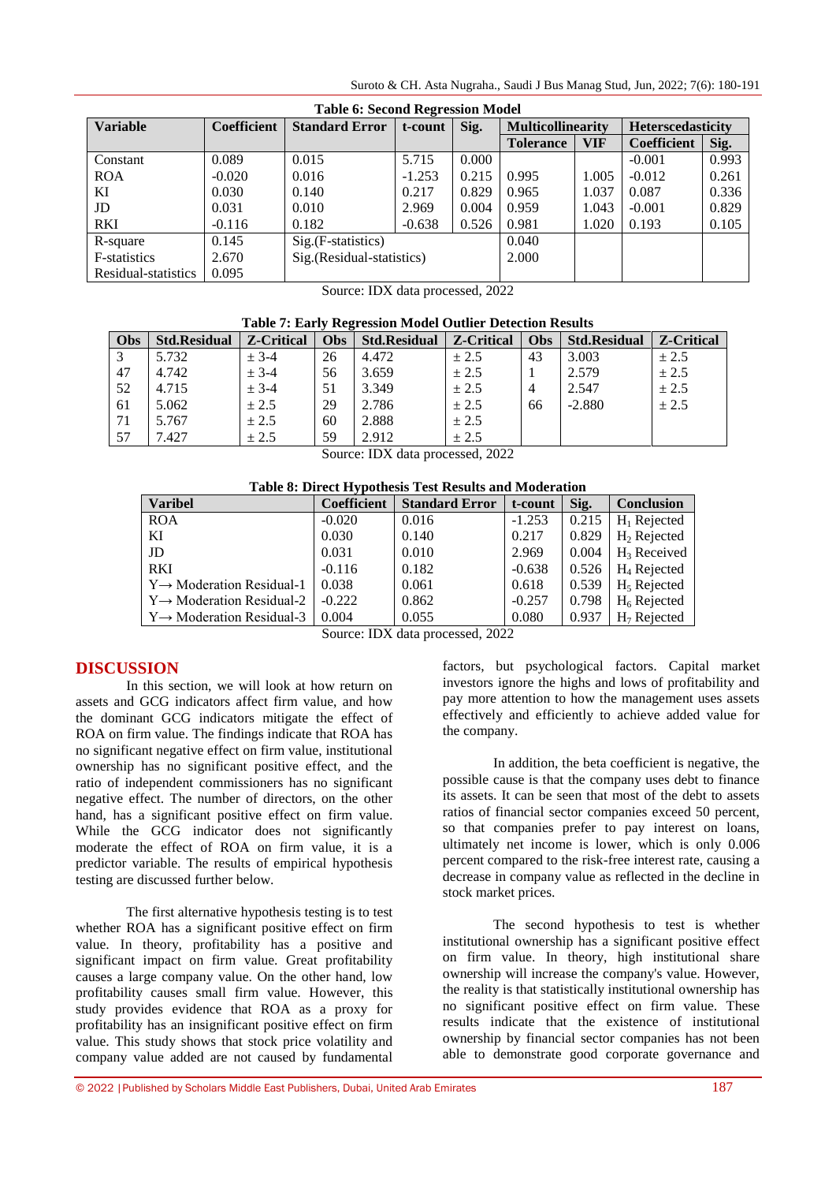**Table 6: Second Regression Model**

| Variable | Coefficient | Standard Error | t-count | Sig. | Multicollinearity | | Heterscedasticity | |
|---|---|---|---|---|---|---|---|---|
| | | | | | Tolerance | VIF | Coefficient | Sig. |
| Constant | 0.089 | 0.015 | 5.715 | 0.000 | | | -0.001 | 0.993 |
| ROA | -0.020 | 0.016 | -1.253 | 0.215 | 0.995 | 1.005 | -0.012 | 0.261 |
| KI | 0.030 | 0.140 | 0.217 | 0.829 | 0.965 | 1.037 | 0.087 | 0.336 |
| JD | 0.031 | 0.010 | 2.969 | 0.004 | 0.959 | 1.043 | -0.001 | 0.829 |
| RKI | -0.116 | 0.182 | -0.638 | 0.526 | 0.981 | 1.020 | 0.193 | 0.105 |
| R-square | 0.145 | Sig.(F-statistics) | | | 0.040 | | | |
| F-statistics | 2.670 | Sig.(Residual-statistics) | | | 2.000 | | | |
| Residual-statistics | 0.095 | | | | | | | |

Source: IDX data processed, 2022

**Table 7: Early Regression Model Outlier Detection Results**

| Obs | Std.Residual | Z-Critical | Obs | Std.Residual | Z-Critical | Obs | Std.Residual | Z-Critical |
|---|---|---|---|---|---|---|---|---|
| 3 | 5.732 | ± 3-4 | 26 | 4.472 | ± 2.5 | 43 | 3.003 | ± 2.5 |
| 47 | 4.742 | ± 3-4 | 56 | 3.659 | ± 2.5 | 1 | 2.579 | ± 2.5 |
| 52 | 4.715 | ± 3-4 | 51 | 3.349 | ± 2.5 | 4 | 2.547 | ± 2.5 |
| 61 | 5.062 | ± 2.5 | 29 | 2.786 | ± 2.5 | 66 | -2.880 | ± 2.5 |
| 71 | 5.767 | ± 2.5 | 60 | 2.888 | ± 2.5 | | | |
| 57 | 7.427 | ± 2.5 | 59 | 2.912 | ± 2.5 | | | |

Source: IDX data processed, 2022

**Table 8: Direct Hypothesis Test Results and Moderation**

| Varibel | Coefficient | Standard Error | t-count | Sig. | Conclusion |
|---|---|---|---|---|---|
| ROA | -0.020 | 0.016 | -1.253 | 0.215 | $H_1$ Rejected |
| KI | 0.030 | 0.140 | 0.217 | 0.829 | $H_2$ Rejected |
| JD | 0.031 | 0.010 | 2.969 | 0.004 | $H_3$ Received |
| RKI | -0.116 | 0.182 | -0.638 | 0.526 | $H_4$ Rejected |
| Y→ Moderation Residual-1 | 0.038 | 0.061 | 0.618 | 0.539 | $H_5$ Rejected |
| Y→ Moderation Residual-2 | -0.222 | 0.862 | -0.257 | 0.798 | $H_6$ Rejected |
| Y→ Moderation Residual-3 | 0.004 | 0.055 | 0.080 | 0.937 | $H_7$ Rejected |

Source: IDX data processed, 2022

## DISCUSSION

In this section, we will look at how return on assets and GCG indicators affect firm value, and how the dominant GCG indicators mitigate the effect of ROA on firm value. The findings indicate that ROA has no significant negative effect on firm value, institutional ownership has no significant positive effect, and the ratio of independent commissioners has no significant negative effect. The number of directors, on the other hand, has a significant positive effect on firm value. While the GCG indicator does not significantly moderate the effect of ROA on firm value, it is a predictor variable. The results of empirical hypothesis testing are discussed further below.

The first alternative hypothesis testing is to test whether ROA has a significant positive effect on firm value. In theory, profitability has a positive and significant impact on firm value. Great profitability causes a large company value. On the other hand, low profitability causes small firm value. However, this study provides evidence that ROA as a proxy for profitability has an insignificant positive effect on firm value. This study shows that stock price volatility and company value added are not caused by fundamental factors, but psychological factors. Capital market investors ignore the highs and lows of profitability and pay more attention to how the management uses assets effectively and efficiently to achieve added value for the company.

In addition, the beta coefficient is negative, the possible cause is that the company uses debt to finance its assets. It can be seen that most of the debt to assets ratios of financial sector companies exceed 50 percent, so that companies prefer to pay interest on loans, ultimately net income is lower, which is only 0.006 percent compared to the risk-free interest rate, causing a decrease in company value as reflected in the decline in stock market prices.

The second hypothesis to test is whether institutional ownership has a significant positive effect on firm value. In theory, high institutional share ownership will increase the company's value. However, the reality is that statistically institutional ownership has no significant positive effect on firm value. These results indicate that the existence of institutional ownership by financial sector companies has not been able to demonstrate good corporate governance and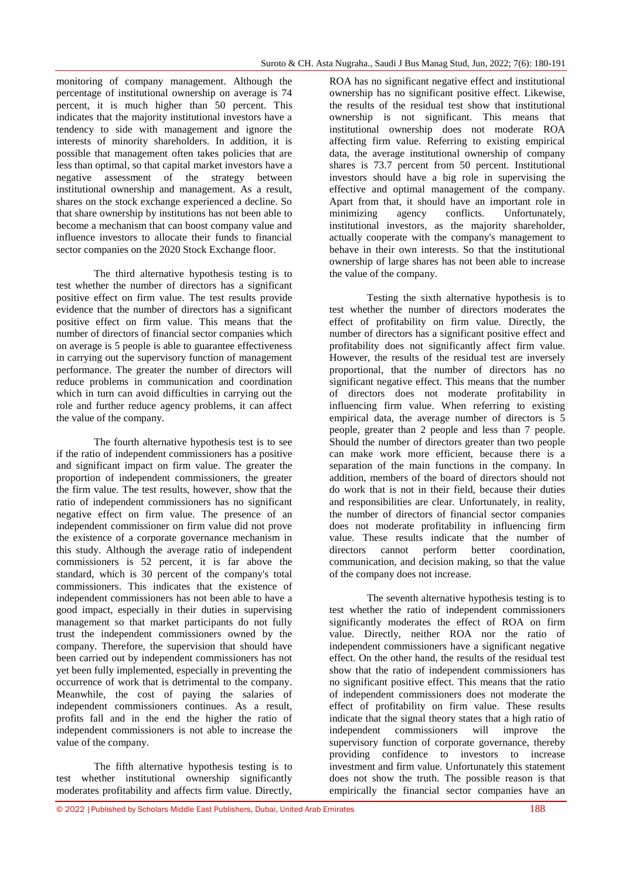monitoring of company management. Although the percentage of institutional ownership on average is 74 percent, it is much higher than 50 percent. This indicates that the majority institutional investors have a tendency to side with management and ignore the interests of minority shareholders. In addition, it is possible that management often takes policies that are less than optimal, so that capital market investors have a negative assessment of the strategy between institutional ownership and management. As a result, shares on the stock exchange experienced a decline. So that share ownership by institutions has not been able to become a mechanism that can boost company value and influence investors to allocate their funds to financial sector companies on the 2020 Stock Exchange floor.

The third alternative hypothesis testing is to test whether the number of directors has a significant positive effect on firm value. The test results provide evidence that the number of directors has a significant positive effect on firm value. This means that the number of directors of financial sector companies which on average is 5 people is able to guarantee effectiveness in carrying out the supervisory function of management performance. The greater the number of directors will reduce problems in communication and coordination which in turn can avoid difficulties in carrying out the role and further reduce agency problems, it can affect the value of the company.

The fourth alternative hypothesis test is to see if the ratio of independent commissioners has a positive and significant impact on firm value. The greater the proportion of independent commissioners, the greater the firm value. The test results, however, show that the ratio of independent commissioners has no significant negative effect on firm value. The presence of an independent commissioner on firm value did not prove the existence of a corporate governance mechanism in this study. Although the average ratio of independent commissioners is 52 percent, it is far above the standard, which is 30 percent of the company's total commissioners. This indicates that the existence of independent commissioners has not been able to have a good impact, especially in their duties in supervising management so that market participants do not fully trust the independent commissioners owned by the company. Therefore, the supervision that should have been carried out by independent commissioners has not yet been fully implemented, especially in preventing the occurrence of work that is detrimental to the company. Meanwhile, the cost of paying the salaries of independent commissioners continues. As a result, profits fall and in the end the higher the ratio of independent commissioners is not able to increase the value of the company.

The fifth alternative hypothesis testing is to test whether institutional ownership significantly moderates profitability and affects firm value. Directly, ROA has no significant negative effect and institutional ownership has no significant positive effect. Likewise, the results of the residual test show that institutional ownership is not significant. This means that institutional ownership does not moderate ROA affecting firm value. Referring to existing empirical data, the average institutional ownership of company shares is 73.7 percent from 50 percent. Institutional investors should have a big role in supervising the effective and optimal management of the company. Apart from that, it should have an important role in minimizing agency conflicts. Unfortunately, institutional investors, as the majority shareholder, actually cooperate with the company's management to behave in their own interests. So that the institutional ownership of large shares has not been able to increase the value of the company.

Testing the sixth alternative hypothesis is to test whether the number of directors moderates the effect of profitability on firm value. Directly, the number of directors has a significant positive effect and profitability does not significantly affect firm value. However, the results of the residual test are inversely proportional, that the number of directors has no significant negative effect. This means that the number of directors does not moderate profitability in influencing firm value. When referring to existing empirical data, the average number of directors is 5 people, greater than 2 people and less than 7 people. Should the number of directors greater than two people can make work more efficient, because there is a separation of the main functions in the company. In addition, members of the board of directors should not do work that is not in their field, because their duties and responsibilities are clear. Unfortunately, in reality, the number of directors of financial sector companies does not moderate profitability in influencing firm value. These results indicate that the number of directors cannot perform better coordination, communication, and decision making, so that the value of the company does not increase.

The seventh alternative hypothesis testing is to test whether the ratio of independent commissioners significantly moderates the effect of ROA on firm value. Directly, neither ROA nor the ratio of independent commissioners have a significant negative effect. On the other hand, the results of the residual test show that the ratio of independent commissioners has no significant positive effect. This means that the ratio of independent commissioners does not moderate the effect of profitability on firm value. These results indicate that the signal theory states that a high ratio of independent commissioners will improve the supervisory function of corporate governance, thereby providing confidence to investors to increase investment and firm value. Unfortunately this statement does not show the truth. The possible reason is that empirically the financial sector companies have an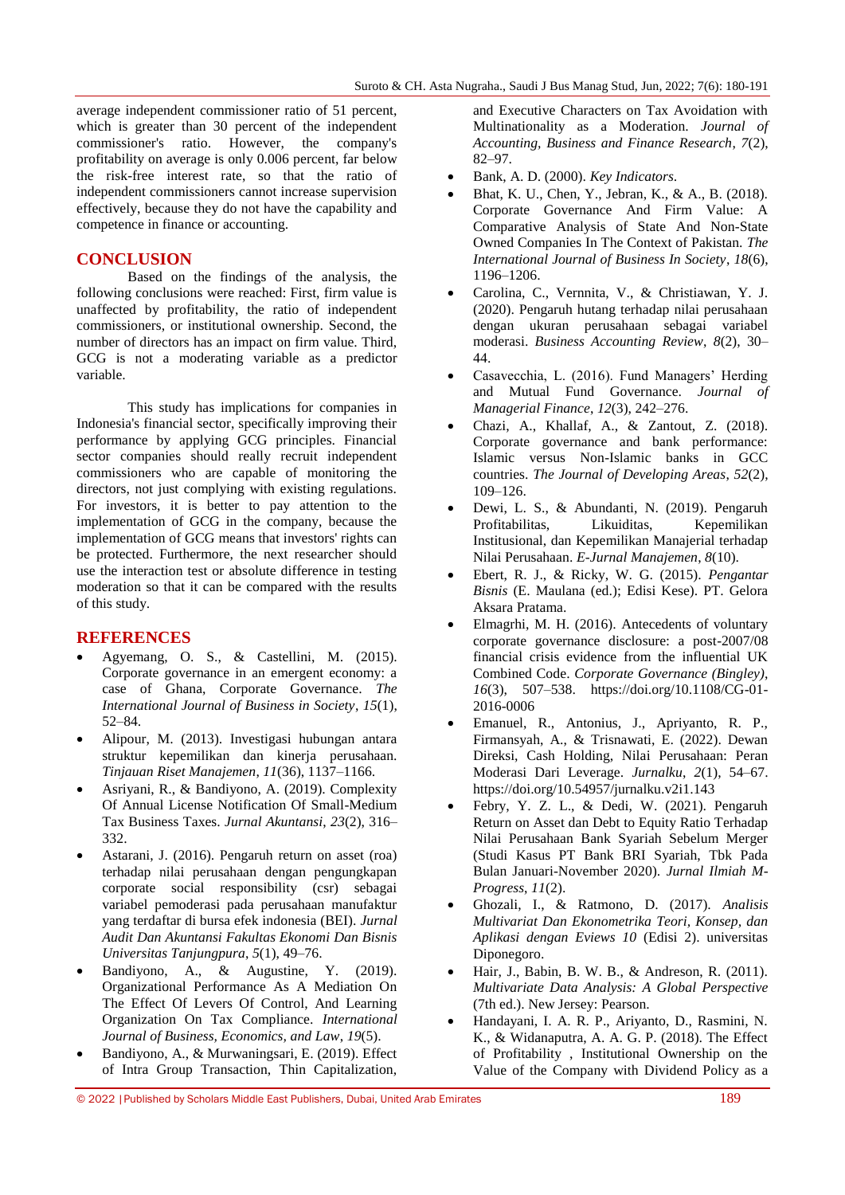average independent commissioner ratio of 51 percent, which is greater than 30 percent of the independent commissioner's ratio. However, the company's profitability on average is only 0.006 percent, far below the risk-free interest rate, so that the ratio of independent commissioners cannot increase supervision effectively, because they do not have the capability and competence in finance or accounting.

## CONCLUSION

Based on the findings of the analysis, the following conclusions were reached: First, firm value is unaffected by profitability, the ratio of independent commissioners, or institutional ownership. Second, the number of directors has an impact on firm value. Third, GCG is not a moderating variable as a predictor variable.

This study has implications for companies in Indonesia's financial sector, specifically improving their performance by applying GCG principles. Financial sector companies should really recruit independent commissioners who are capable of monitoring the directors, not just complying with existing regulations. For investors, it is better to pay attention to the implementation of GCG in the company, because the implementation of GCG means that investors' rights can be protected. Furthermore, the next researcher should use the interaction test or absolute difference in testing moderation so that it can be compared with the results of this study.

## REFERENCES

- Agyemang, O. S., & Castellini, M. (2015). Corporate governance in an emergent economy: a case of Ghana, Corporate Governance. *The International Journal of Business in Society*, *15*(1), 52–84.
- Alipour, M. (2013). Investigasi hubungan antara struktur kepemilikan dan kinerja perusahaan. *Tinjauan Riset Manajemen*, *11*(36), 1137–1166.
- Asriyani, R., & Bandiyono, A. (2019). Complexity Of Annual License Notification Of Small-Medium Tax Business Taxes. *Jurnal Akuntansi*, *23*(2), 316–332.
- Astarani, J. (2016). Pengaruh return on asset (roa) terhadap nilai perusahaan dengan pengungkapan corporate social responsibility (csr) sebagai variabel pemoderasi pada perusahaan manufaktur yang terdaftar di bursa efek indonesia (BEI). *Jurnal Audit Dan Akuntansi Fakultas Ekonomi Dan Bisnis Universitas Tanjungpura*, *5*(1), 49–76.
- Bandiyono, A., & Augustine, Y. (2019). Organizational Performance As A Mediation On The Effect Of Levers Of Control, And Learning Organization On Tax Compliance. *International Journal of Business, Economics, and Law*, *19*(5).
- Bandiyono, A., & Murwaningsari, E. (2019). Effect of Intra Group Transaction, Thin Capitalization, and Executive Characters on Tax Avoidation with Multinationality as a Moderation. *Journal of Accounting, Business and Finance Research*, *7*(2), 82–97.
- Bank, A. D. (2000). *Key Indicators*.
- Bhat, K. U., Chen, Y., Jebran, K., & A., B. (2018). Corporate Governance And Firm Value: A Comparative Analysis of State And Non-State Owned Companies In The Context of Pakistan. *The International Journal of Business In Society*, *18*(6), 1196–1206.
- Carolina, C., Vernnita, V., & Christiawan, Y. J. (2020). Pengaruh hutang terhadap nilai perusahaan dengan ukuran perusahaan sebagai variabel moderasi. *Business Accounting Review*, *8*(2), 30–44.
- Casavecchia, L. (2016). Fund Managers' Herding and Mutual Fund Governance. *Journal of Managerial Finance*, *12*(3), 242–276.
- Chazi, A., Khallaf, A., & Zantout, Z. (2018). Corporate governance and bank performance: Islamic versus Non-Islamic banks in GCC countries. *The Journal of Developing Areas*, *52*(2), 109–126.
- Dewi, L. S., & Abundanti, N. (2019). Pengaruh Profitabilitas, Likuiditas, Kepemilikan Institusional, dan Kepemilikan Manajerial terhadap Nilai Perusahaan. *E-Jurnal Manajemen*, *8*(10).
- Ebert, R. J., & Ricky, W. G. (2015). *Pengantar Bisnis* (E. Maulana (ed.); Edisi Kese). PT. Gelora Aksara Pratama.
- Elmagrhi, M. H. (2016). Antecedents of voluntary corporate governance disclosure: a post-2007/08 financial crisis evidence from the influential UK Combined Code. *Corporate Governance (Bingley)*, *16*(3), 507–538. https://doi.org/10.1108/CG-01-2016-0006
- Emanuel, R., Antonius, J., Apriyanto, R. P., Firmansyah, A., & Trisnawati, E. (2022). Dewan Direksi, Cash Holding, Nilai Perusahaan: Peran Moderasi Dari Leverage. *Jurnalku*, *2*(1), 54–67. https://doi.org/10.54957/jurnalku.v2i1.143
- Febry, Y. Z. L., & Dedi, W. (2021). Pengaruh Return on Asset dan Debt to Equity Ratio Terhadap Nilai Perusahaan Bank Syariah Sebelum Merger (Studi Kasus PT Bank BRI Syariah, Tbk Pada Bulan Januari-November 2020). *Jurnal Ilmiah M-Progress*, *11*(2).
- Ghozali, I., & Ratmono, D. (2017). *Analisis Multivariat Dan Ekonometrika Teori, Konsep, dan Aplikasi dengan Eviews 10* (Edisi 2). universitas Diponegoro.
- Hair, J., Babin, B. W. B., & Andreson, R. (2011). *Multivariate Data Analysis: A Global Perspective* (7th ed.). New Jersey: Pearson.
- Handayani, I. A. R. P., Ariyanto, D., Rasmini, N. K., & Widanaputra, A. A. G. P. (2018). The Effect of Profitability , Institutional Ownership on the Value of the Company with Dividend Policy as a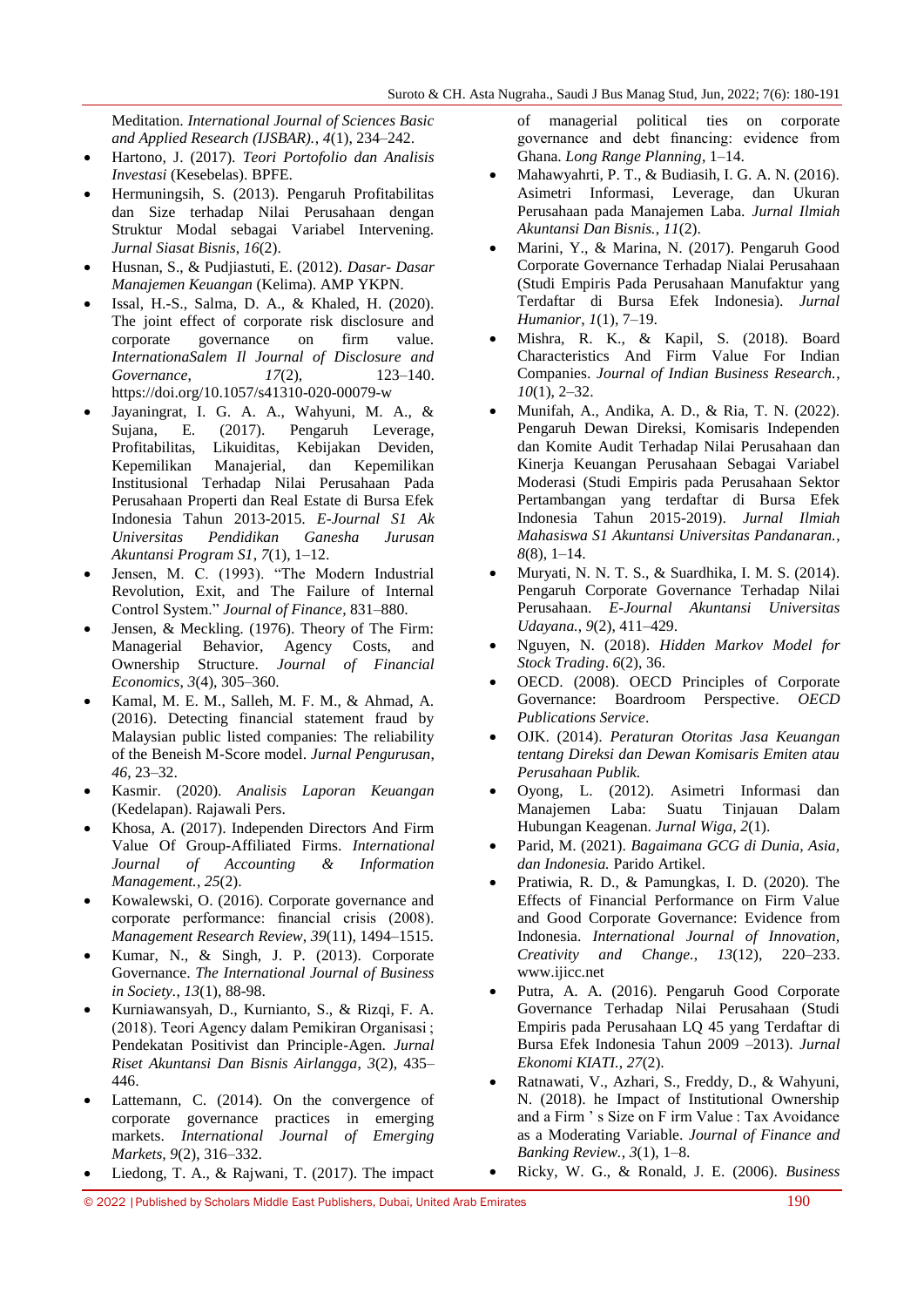Meditation. *International Journal of Sciences Basic and Applied Research (IJSBAR).*, *4*(1), 234–242.

- Hartono, J. (2017). *Teori Portofolio dan Analisis Investasi* (Kesebelas). BPFE.
- Hermuningsih, S. (2013). Pengaruh Profitabilitas dan Size terhadap Nilai Perusahaan dengan Struktur Modal sebagai Variabel Intervening. *Jurnal Siasat Bisnis*, *16*(2).
- Husnan, S., & Pudjiastuti, E. (2012). *Dasar- Dasar Manajemen Keuangan* (Kelima). AMP YKPN.
- Issal, H.-S., Salma, D. A., & Khaled, H. (2020). The joint effect of corporate risk disclosure and corporate governance on firm value. *InternationaSalem Il Journal of Disclosure and Governance*, *17*(2), 123–140. https://doi.org/10.1057/s41310-020-00079-w
- Jayaningrat, I. G. A. A., Wahyuni, M. A., & Sujana, E. (2017). Pengaruh Leverage, Profitabilitas, Likuiditas, Kebijakan Deviden, Kepemilikan Manajerial, dan Kepemilikan Institusional Terhadap Nilai Perusahaan Pada Perusahaan Properti dan Real Estate di Bursa Efek Indonesia Tahun 2013-2015. *E-Journal S1 Ak Universitas Pendidikan Ganesha Jurusan Akuntansi Program S1*, *7*(1), 1–12.
- Jensen, M. C. (1993). "The Modern Industrial Revolution, Exit, and The Failure of Internal Control System." *Journal of Finance*, 831–880.
- Jensen, & Meckling. (1976). Theory of The Firm: Managerial Behavior, Agency Costs, and Ownership Structure. *Journal of Financial Economics*, *3*(4), 305–360.
- Kamal, M. E. M., Salleh, M. F. M., & Ahmad, A. (2016). Detecting financial statement fraud by Malaysian public listed companies: The reliability of the Beneish M-Score model. *Jurnal Pengurusan*, *46*, 23–32.
- Kasmir. (2020). *Analisis Laporan Keuangan* (Kedelapan). Rajawali Pers.
- Khosa, A. (2017). Independen Directors And Firm Value Of Group-Affiliated Firms. *International Journal of Accounting & Information Management.*, *25*(2).
- Kowalewski, O. (2016). Corporate governance and corporate performance: financial crisis (2008). *Management Research Review*, *39*(11), 1494–1515.
- Kumar, N., & Singh, J. P. (2013). Corporate Governance. *The International Journal of Business in Society.*, *13*(1), 88-98.
- Kurniawansyah, D., Kurnianto, S., & Rizqi, F. A. (2018). Teori Agency dalam Pemikiran Organisasi ; Pendekatan Positivist dan Principle-Agen. *Jurnal Riset Akuntansi Dan Bisnis Airlangga*, *3*(2), 435–446.
- Lattemann, C. (2014). On the convergence of corporate governance practices in emerging markets. *International Journal of Emerging Markets*, *9*(2), 316–332.
- Liedong, T. A., & Rajwani, T. (2017). The impact of managerial political ties on corporate governance and debt financing: evidence from Ghana. *Long Range Planning*, 1–14.
- Mahawyahrti, P. T., & Budiasih, I. G. A. N. (2016). Asimetri Informasi, Leverage, dan Ukuran Perusahaan pada Manajemen Laba. *Jurnal Ilmiah Akuntansi Dan Bisnis.*, *11*(2).
- Marini, Y., & Marina, N. (2017). Pengaruh Good Corporate Governance Terhadap Nialai Perusahaan (Studi Empiris Pada Perusahaan Manufaktur yang Terdaftar di Bursa Efek Indonesia). *Jurnal Humanior*, *1*(1), 7–19.
- Mishra, R. K., & Kapil, S. (2018). Board Characteristics And Firm Value For Indian Companies. *Journal of Indian Business Research.*, *10*(1), 2–32.
- Munifah, A., Andika, A. D., & Ria, T. N. (2022). Pengaruh Dewan Direksi, Komisaris Independen dan Komite Audit Terhadap Nilai Perusahaan dan Kinerja Keuangan Perusahaan Sebagai Variabel Moderasi (Studi Empiris pada Perusahaan Sektor Pertambangan yang terdaftar di Bursa Efek Indonesia Tahun 2015-2019). *Jurnal Ilmiah Mahasiswa S1 Akuntansi Universitas Pandanaran.*, *8*(8), 1–14.
- Muryati, N. N. T. S., & Suardhika, I. M. S. (2014). Pengaruh Corporate Governance Terhadap Nilai Perusahaan. *E-Journal Akuntansi Universitas Udayana.*, *9*(2), 411–429.
- Nguyen, N. (2018). *Hidden Markov Model for Stock Trading*. *6*(2), 36.
- OECD. (2008). OECD Principles of Corporate Governance: Boardroom Perspective. *OECD Publications Service*.
- OJK. (2014). *Peraturan Otoritas Jasa Keuangan tentang Direksi dan Dewan Komisaris Emiten atau Perusahaan Publik.*
- Oyong, L. (2012). Asimetri Informasi dan Manajemen Laba: Suatu Tinjauan Dalam Hubungan Keagenan. *Jurnal Wiga*, *2*(1).
- Parid, M. (2021). *Bagaimana GCG di Dunia, Asia, dan Indonesia.* Parido Artikel.
- Pratiwia, R. D., & Pamungkas, I. D. (2020). The Effects of Financial Performance on Firm Value and Good Corporate Governance: Evidence from Indonesia. *International Journal of Innovation, Creativity and Change.*, *13*(12), 220–233. www.ijicc.net
- Putra, A. A. (2016). Pengaruh Good Corporate Governance Terhadap Nilai Perusahaan (Studi Empiris pada Perusahaan LQ 45 yang Terdaftar di Bursa Efek Indonesia Tahun 2009 –2013). *Jurnal Ekonomi KIATI.*, *27*(2).
- Ratnawati, V., Azhari, S., Freddy, D., & Wahyuni, N. (2018). he Impact of Institutional Ownership and a Firm ' s Size on F irm Value : Tax Avoidance as a Moderating Variable. *Journal of Finance and Banking Review.*, *3*(1), 1–8.
- Ricky, W. G., & Ronald, J. E. (2006). *Business*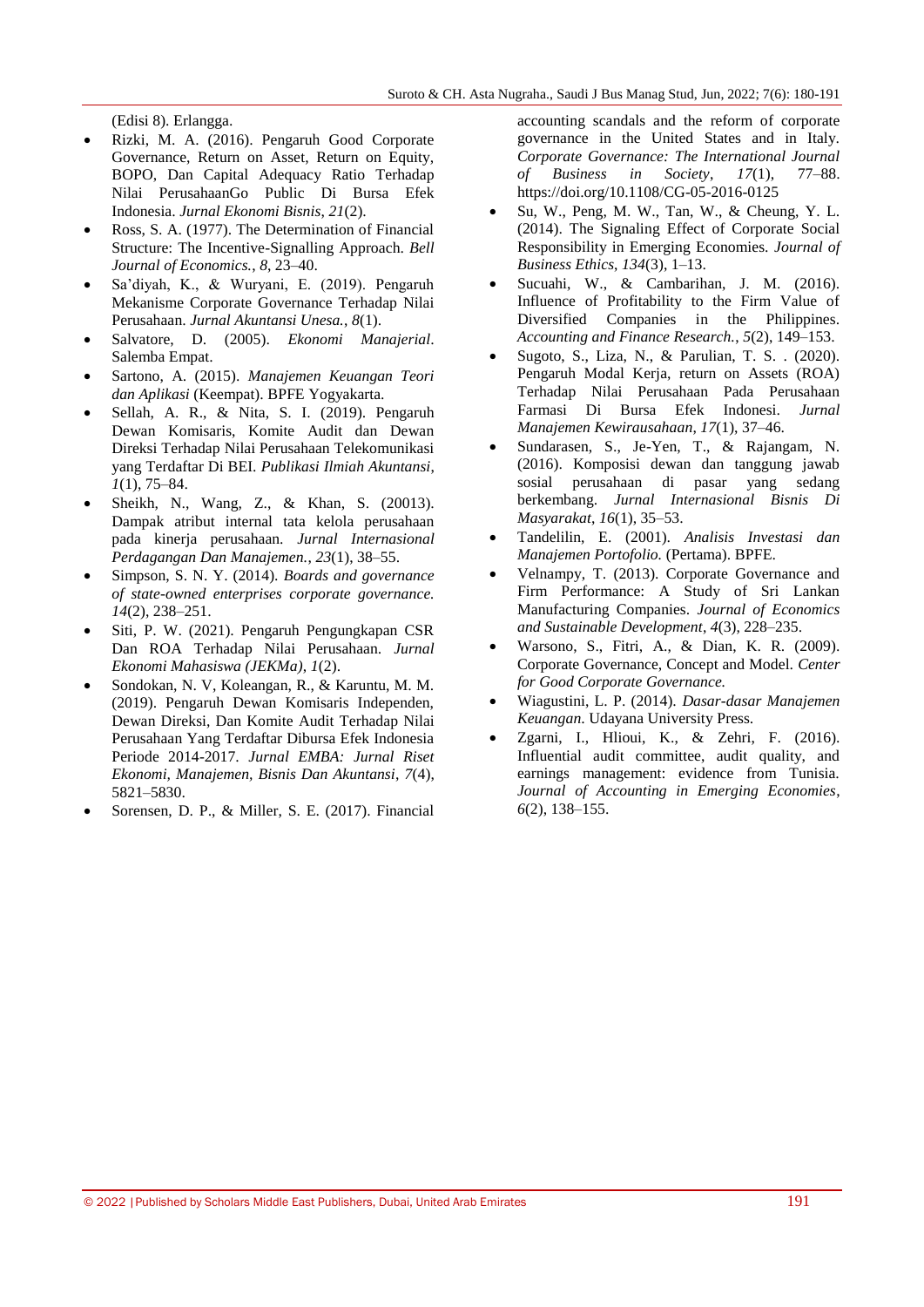(Edisi 8). Erlangga.

- Rizki, M. A. (2016). Pengaruh Good Corporate Governance, Return on Asset, Return on Equity, BOPO, Dan Capital Adequacy Ratio Terhadap Nilai PerusahaanGo Public Di Bursa Efek Indonesia. *Jurnal Ekonomi Bisnis*, *21*(2).
- Ross, S. A. (1977). The Determination of Financial Structure: The Incentive-Signalling Approach. *Bell Journal of Economics.*, *8*, 23–40.
- Sa'diyah, K., & Wuryani, E. (2019). Pengaruh Mekanisme Corporate Governance Terhadap Nilai Perusahaan. *Jurnal Akuntansi Unesa.*, *8*(1).
- Salvatore, D. (2005). *Ekonomi Manajerial*. Salemba Empat.
- Sartono, A. (2015). *Manajemen Keuangan Teori dan Aplikasi* (Keempat). BPFE Yogyakarta.
- Sellah, A. R., & Nita, S. I. (2019). Pengaruh Dewan Komisaris, Komite Audit dan Dewan Direksi Terhadap Nilai Perusahaan Telekomunikasi yang Terdaftar Di BEI. *Publikasi Ilmiah Akuntansi*, *1*(1), 75–84.
- Sheikh, N., Wang, Z., & Khan, S. (20013). Dampak atribut internal tata kelola perusahaan pada kinerja perusahaan. *Jurnal Internasional Perdagangan Dan Manajemen.*, *23*(1), 38–55.
- Simpson, S. N. Y. (2014). *Boards and governance of state-owned enterprises corporate governance. 14*(2), 238–251.
- Siti, P. W. (2021). Pengaruh Pengungkapan CSR Dan ROA Terhadap Nilai Perusahaan. *Jurnal Ekonomi Mahasiswa (JEKMa)*, *1*(2).
- Sondokan, N. V, Koleangan, R., & Karuntu, M. M. (2019). Pengaruh Dewan Komisaris Independen, Dewan Direksi, Dan Komite Audit Terhadap Nilai Perusahaan Yang Terdaftar Dibursa Efek Indonesia Periode 2014-2017. *Jurnal EMBA: Jurnal Riset Ekonomi, Manajemen, Bisnis Dan Akuntansi*, *7*(4), 5821–5830.
- Sorensen, D. P., & Miller, S. E. (2017). Financial accounting scandals and the reform of corporate governance in the United States and in Italy. *Corporate Governance: The International Journal of Business in Society*, *17*(1), 77–88. https://doi.org/10.1108/CG-05-2016-0125
- Su, W., Peng, M. W., Tan, W., & Cheung, Y. L. (2014). The Signaling Effect of Corporate Social Responsibility in Emerging Economies. *Journal of Business Ethics*, *134*(3), 1–13.
- Sucuahi, W., & Cambarihan, J. M. (2016). Influence of Profitability to the Firm Value of Diversified Companies in the Philippines. *Accounting and Finance Research.*, *5*(2), 149–153.
- Sugoto, S., Liza, N., & Parulian, T. S. . (2020). Pengaruh Modal Kerja, return on Assets (ROA) Terhadap Nilai Perusahaan Pada Perusahaan Farmasi Di Bursa Efek Indonesi. *Jurnal Manajemen Kewirausahaan*, *17*(1), 37–46.
- Sundarasen, S., Je-Yen, T., & Rajangam, N. (2016). Komposisi dewan dan tanggung jawab sosial perusahaan di pasar yang sedang berkembang. *Jurnal Internasional Bisnis Di Masyarakat*, *16*(1), 35–53.
- Tandelilin, E. (2001). *Analisis Investasi dan Manajemen Portofolio.* (Pertama). BPFE.
- Velnampy, T. (2013). Corporate Governance and Firm Performance: A Study of Sri Lankan Manufacturing Companies. *Journal of Economics and Sustainable Development*, *4*(3), 228–235.
- Warsono, S., Fitri, A., & Dian, K. R. (2009). Corporate Governance, Concept and Model. *Center for Good Corporate Governance.*
- Wiagustini, L. P. (2014). *Dasar-dasar Manajemen Keuangan*. Udayana University Press.
- Zgarni, I., Hlioui, K., & Zehri, F. (2016). Influential audit committee, audit quality, and earnings management: evidence from Tunisia. *Journal of Accounting in Emerging Economies*, *6*(2), 138–155.